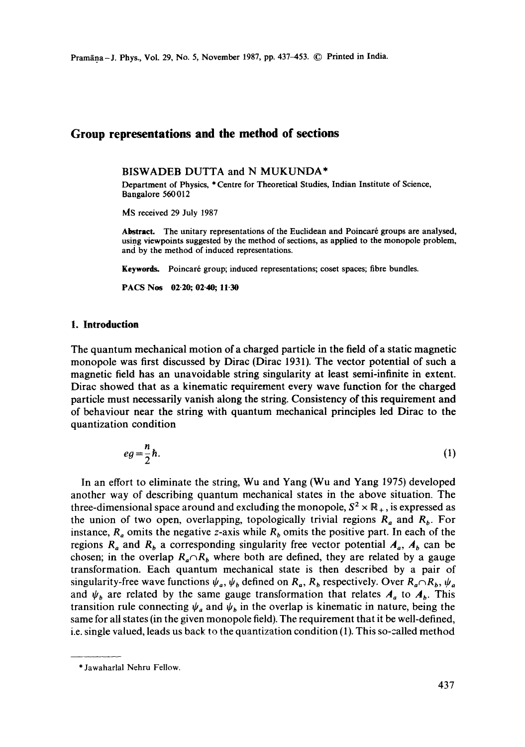# Group representations and the method of sections

BISWADEB DUTTA and N MUKUNDA*

Department of Physics, *Centre for Theoretical Studies, Indian Institute of Science, Bangalore 560012

MS received 29 July 1987

**Abstract.** The unitary representations of the Euclidean and Poincaré groups are analysed, using viewpoints suggested by the method of sections, as applied to the monopole problem, and by the method of induced representations.

**Keywords.** Poincaré group; induced representations; coset spaces; fibre bundles.

**PACS Nos** 02·20; 02·40; 11·30

## 1. Introduction

The quantum mechanical motion of a charged particle in the field of a static magnetic monopole was first discussed by Dirac (Dirac 1931). The vector potential of such a magnetic field has an unavoidable string singularity at least semi-infinite in extent. Dirac showed that as a kinematic requirement every wave function for the charged particle must necessarily vanish along the string. Consistency of this requirement and of behaviour near the string with quantum mechanical principles led Dirac to the quantization condition

$$eg = \frac{n}{2}\hbar. \tag{1}$$

In an effort to eliminate the string, Wu and Yang (Wu and Yang 1975) developed another way of describing quantum mechanical states in the above situation. The three-dimensional space around and excluding the monopole, $S^2 \times \mathbb{R}_+$, is expressed as the union of two open, overlapping, topologically trivial regions $R_a$ and $R_b$. For instance, $R_a$ omits the negative $z$-axis while $R_b$ omits the positive part. In each of the regions $R_a$ and $R_b$ a corresponding singularity free vector potential $A_a$, $A_b$ can be chosen; in the overlap $R_a \cap R_b$ where both are defined, they are related by a gauge transformation. Each quantum mechanical state is then described by a pair of singularity-free wave functions $\psi_a$, $\psi_b$ defined on $R_a$, $R_b$ respectively. Over $R_a \cap R_b$, $\psi_a$ and $\psi_b$ are related by the same gauge transformation that relates $A_a$ to $A_b$. This transition rule connecting $\psi_a$ and $\psi_b$ in the overlap is kinematic in nature, being the same for all states (in the given monopole field). The requirement that it be well-defined, i.e. single valued, leads us back to the quantization condition (1). This so-called method

---

*Jawaharlal Nehru Fellow.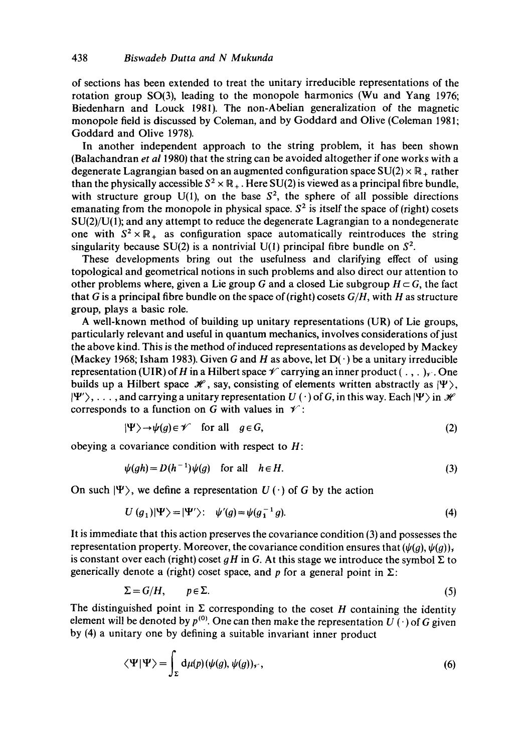of sections has been extended to treat the unitary irreducible representations of the rotation group SO(3), leading to the monopole harmonics (Wu and Yang 1976; Biedenharn and Louck 1981). The non-Abelian generalization of the magnetic monopole field is discussed by Coleman, and by Goddard and Olive (Coleman 1981; Goddard and Olive 1978).

In another independent approach to the string problem, it has been shown (Balachandran *et al* 1980) that the string can be avoided altogether if one works with a degenerate Lagrangian based on an augmented configuration space $SU(2) \times \mathbb{R}_+$ rather than the physically accessible $S^2 \times \mathbb{R}_+$. Here SU(2) is viewed as a principal fibre bundle, with structure group U(1), on the base $S^2$, the sphere of all possible directions emanating from the monopole in physical space. $S^2$ is itself the space of (right) cosets SU(2)/U(1); and any attempt to reduce the degenerate Lagrangian to a nondegenerate one with $S^2 \times \mathbb{R}_+$ as configuration space automatically reintroduces the string singularity because SU(2) is a nontrivial U(1) principal fibre bundle on $S^2$.

These developments bring out the usefulness and clarifying effect of using topological and geometrical notions in such problems and also direct our attention to other problems where, given a Lie group $G$ and a closed Lie subgroup $H \subset G$, the fact that $G$ is a principal fibre bundle on the space of (right) cosets $G/H$, with $H$ as structure group, plays a basic role.

A well-known method of building up unitary representations (UR) of Lie groups, particularly relevant and useful in quantum mechanics, involves considerations of just the above kind. This is the method of induced representations as developed by Mackey (Mackey 1968; Isham 1983). Given $G$ and $H$ as above, let $D(\cdot)$ be a unitary irreducible representation (UIR) of $H$ in a Hilbert space $\mathscr{V}$ carrying an inner product $(\,.\,,\,.\,)_{\mathscr{V}}$. One builds up a Hilbert space $\mathscr{H}$, say, consisting of elements written abstractly as $|\Psi\rangle$, $|\Psi'\rangle, \ldots$, and carrying a unitary representation $U(\cdot)$ of $G$, in this way. Each $|\Psi\rangle$ in $\mathscr{H}$ corresponds to a function on $G$ with values in $\mathscr{V}$:

$$|\Psi\rangle \to \psi(g) \in \mathscr{V} \quad \text{for all} \quad g \in G, \tag{2}$$

obeying a covariance condition with respect to $H$:

$$\psi(gh) = D(h^{-1})\psi(g) \quad \text{for all} \quad h \in H. \tag{3}$$

On such $|\Psi\rangle$, we define a representation $U(\cdot)$ of $G$ by the action

$$U(g_1)|\Psi\rangle = |\Psi'\rangle: \quad \psi'(g) = \psi(g_1^{-1} g). \tag{4}$$

It is immediate that this action preserves the covariance condition (3) and possesses the representation property. Moreover, the covariance condition ensures that $(\psi(g), \psi(g))_{\mathscr{V}}$ is constant over each (right) coset $gH$ in $G$. At this stage we introduce the symbol $\Sigma$ to generically denote a (right) coset space, and $p$ for a general point in $\Sigma$:

$$\Sigma = G/H, \qquad p \in \Sigma. \tag{5}$$

The distinguished point in $\Sigma$ corresponding to the coset $H$ containing the identity element will be denoted by $p^{(0)}$. One can then make the representation $U(\cdot)$ of $G$ given by (4) a unitary one by defining a suitable invariant inner product

$$\langle \Psi | \Psi \rangle = \int_{\Sigma} d\mu(p)\,(\psi(g), \psi(g))_{\mathscr{V}}, \tag{6}$$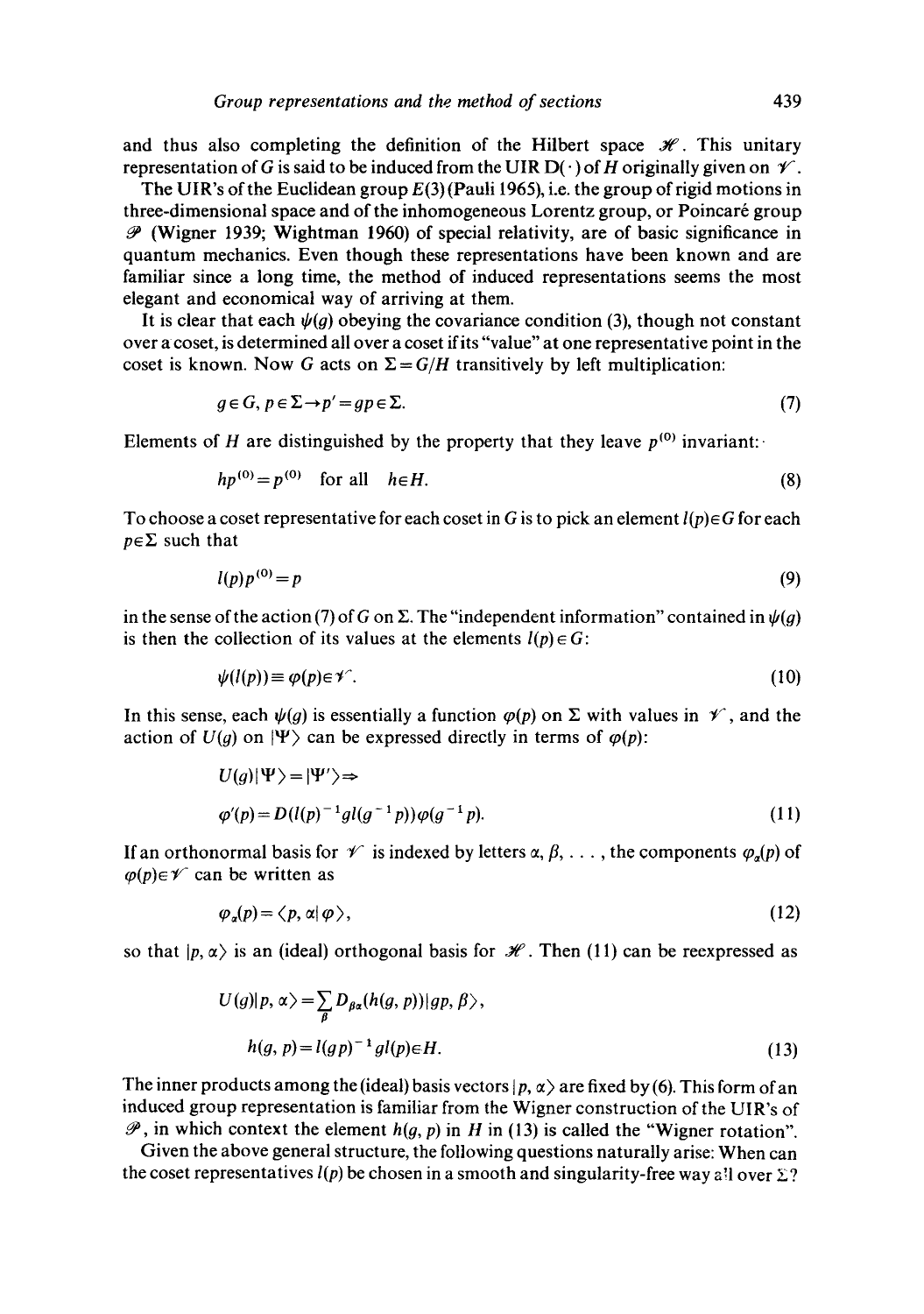and thus also completing the definition of the Hilbert space $\mathscr{H}$. This unitary representation of $G$ is said to be induced from the UIR $D(\cdot)$ of $H$ originally given on $\mathscr{V}$.

The UIR's of the Euclidean group $E(3)$ (Pauli 1965), i.e. the group of rigid motions in three-dimensional space and of the inhomogeneous Lorentz group, or Poincaré group $\mathscr{P}$ (Wigner 1939; Wightman 1960) of special relativity, are of basic significance in quantum mechanics. Even though these representations have been known and are familiar since a long time, the method of induced representations seems the most elegant and economical way of arriving at them.

It is clear that each $\psi(g)$ obeying the covariance condition (3), though not constant over a coset, is determined all over a coset if its "value" at one representative point in the coset is known. Now $G$ acts on $\Sigma = G/H$ transitively by left multiplication:

$$g \in G,\ p \in \Sigma \rightarrow p' = gp \in \Sigma. \tag{7}$$

Elements of $H$ are distinguished by the property that they leave $p^{(0)}$ invariant:

$$hp^{(0)} = p^{(0)} \quad \text{for all} \quad h \in H. \tag{8}$$

To choose a coset representative for each coset in $G$ is to pick an element $l(p) \in G$ for each $p \in \Sigma$ such that

$$l(p)p^{(0)} = p \tag{9}$$

in the sense of the action (7) of $G$ on $\Sigma$. The "independent information" contained in $\psi(g)$ is then the collection of its values at the elements $l(p) \in G$:

$$\psi(l(p)) \equiv \varphi(p) \in \mathscr{V}. \tag{10}$$

In this sense, each $\psi(g)$ is essentially a function $\varphi(p)$ on $\Sigma$ with values in $\mathscr{V}$, and the action of $U(g)$ on $|\Psi\rangle$ can be expressed directly in terms of $\varphi(p)$:

$$\begin{aligned} &U(g)|\Psi\rangle = |\Psi'\rangle \Rightarrow \\ &\varphi'(p) = D(l(p)^{-1} g l(g^{-1}p))\varphi(g^{-1}p). \end{aligned} \tag{11}$$

If an orthonormal basis for $\mathscr{V}$ is indexed by letters $\alpha, \beta, \ldots$, the components $\varphi_\alpha(p)$ of $\varphi(p) \in \mathscr{V}$ can be written as

$$\varphi_\alpha(p) = \langle p, \alpha | \varphi \rangle, \tag{12}$$

so that $|p, \alpha\rangle$ is an (ideal) orthogonal basis for $\mathscr{H}$. Then (11) can be reexpressed as

$$\begin{aligned} &U(g)|p, \alpha\rangle = \sum_\beta D_{\beta\alpha}(h(g, p))|gp, \beta\rangle, \\ &h(g, p) = l(gp)^{-1} g l(p) \in H. \end{aligned} \tag{13}$$

The inner products among the (ideal) basis vectors $|p, \alpha\rangle$ are fixed by (6). This form of an induced group representation is familiar from the Wigner construction of the UIR's of $\mathscr{P}$, in which context the element $h(g, p)$ in $H$ in (13) is called the "Wigner rotation".

Given the above general structure, the following questions naturally arise: When can the coset representatives $l(p)$ be chosen in a smooth and singularity-free way all over $\Sigma$?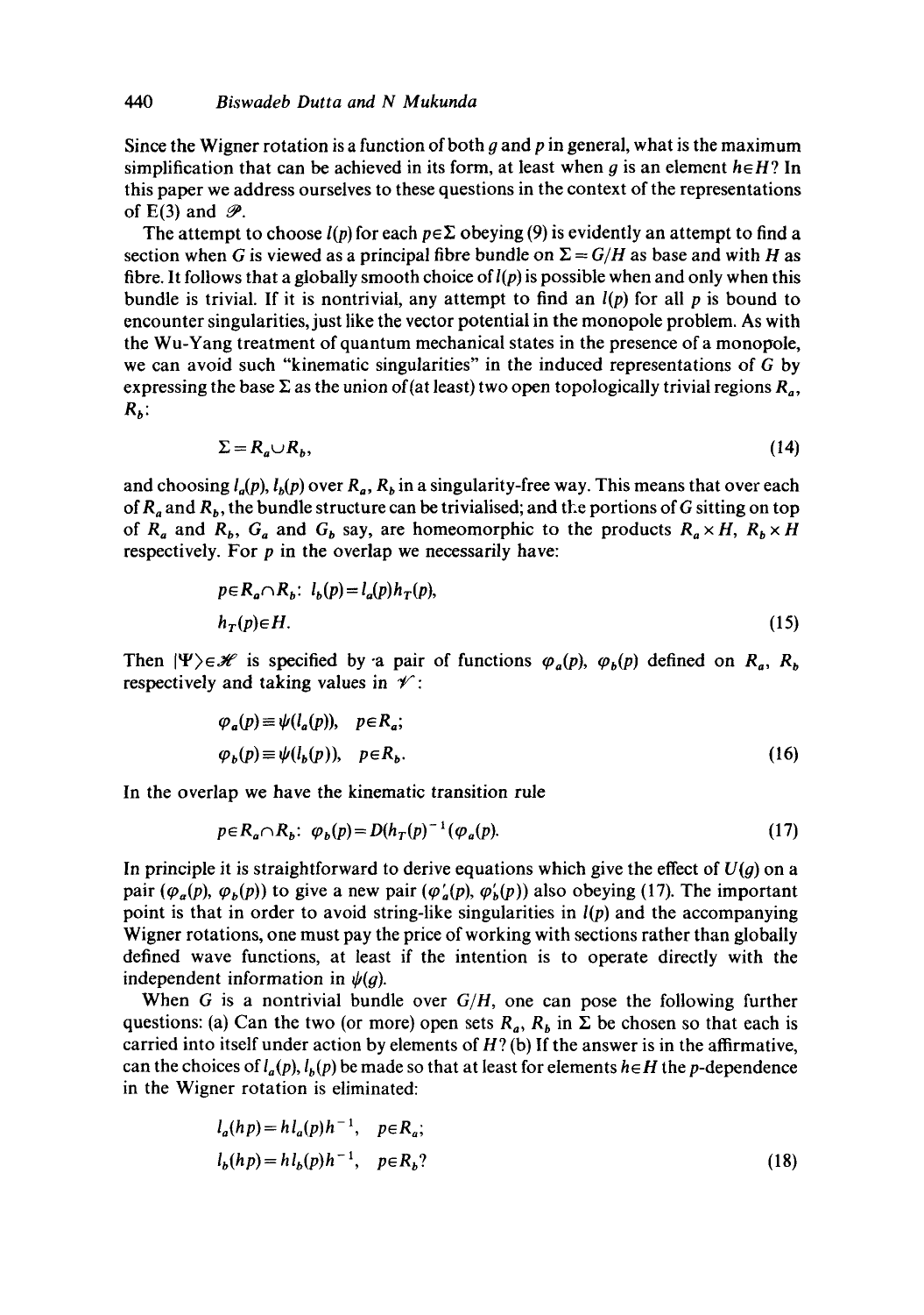Since the Wigner rotation is a function of both $g$ and $p$ in general, what is the maximum simplification that can be achieved in its form, at least when $g$ is an element $h \in H$? In this paper we address ourselves to these questions in the context of the representations of E(3) and $\mathscr{P}$.

The attempt to choose $l(p)$ for each $p \in \Sigma$ obeying (9) is evidently an attempt to find a section when $G$ is viewed as a principal fibre bundle on $\Sigma = G/H$ as base and with $H$ as fibre. It follows that a globally smooth choice of $l(p)$ is possible when and only when this bundle is trivial. If it is nontrivial, any attempt to find an $l(p)$ for all $p$ is bound to encounter singularities, just like the vector potential in the monopole problem. As with the Wu-Yang treatment of quantum mechanical states in the presence of a monopole, we can avoid such "kinematic singularities" in the induced representations of $G$ by expressing the base $\Sigma$ as the union of (at least) two open topologically trivial regions $R_a$, $R_b$:

$$\Sigma = R_a \cup R_b, \tag{14}$$

and choosing $l_a(p)$, $l_b(p)$ over $R_a$, $R_b$ in a singularity-free way. This means that over each of $R_a$ and $R_b$, the bundle structure can be trivialised; and the portions of $G$ sitting on top of $R_a$ and $R_b$, $G_a$ and $G_b$ say, are homeomorphic to the products $R_a \times H$, $R_b \times H$ respectively. For $p$ in the overlap we necessarily have:

$$\begin{aligned} &p \in R_a \cap R_b: \; l_b(p) = l_a(p) h_T(p), \\ &h_T(p) \in H. \end{aligned} \tag{15}$$

Then $|\Psi\rangle \in \mathscr{H}$ is specified by a pair of functions $\varphi_a(p)$, $\varphi_b(p)$ defined on $R_a$, $R_b$ respectively and taking values in $\mathscr{V}$:

$$\begin{aligned} &\varphi_a(p) \equiv \psi(l_a(p)), \quad p \in R_a; \\ &\varphi_b(p) \equiv \psi(l_b(p)), \quad p \in R_b. \end{aligned} \tag{16}$$

In the overlap we have the kinematic transition rule

$$p \in R_a \cap R_b: \; \varphi_b(p) = D(h_T(p)^{-1})(\varphi_a(p)). \tag{17}$$

In principle it is straightforward to derive equations which give the effect of $U(g)$ on a pair $(\varphi_a(p), \varphi_b(p))$ to give a new pair $(\varphi'_a(p), \varphi'_b(p))$ also obeying (17). The important point is that in order to avoid string-like singularities in $l(p)$ and the accompanying Wigner rotations, one must pay the price of working with sections rather than globally defined wave functions, at least if the intention is to operate directly with the independent information in $\psi(g)$.

When $G$ is a nontrivial bundle over $G/H$, one can pose the following further questions: (a) Can the two (or more) open sets $R_a$, $R_b$ in $\Sigma$ be chosen so that each is carried into itself under action by elements of $H$? (b) If the answer is in the affirmative, can the choices of $l_a(p)$, $l_b(p)$ be made so that at least for elements $h \in H$ the $p$-dependence in the Wigner rotation is eliminated:

$$\begin{aligned} &l_a(hp) = h l_a(p) h^{-1}, \quad p \in R_a; \\ &l_b(hp) = h l_b(p) h^{-1}, \quad p \in R_b? \end{aligned} \tag{18}$$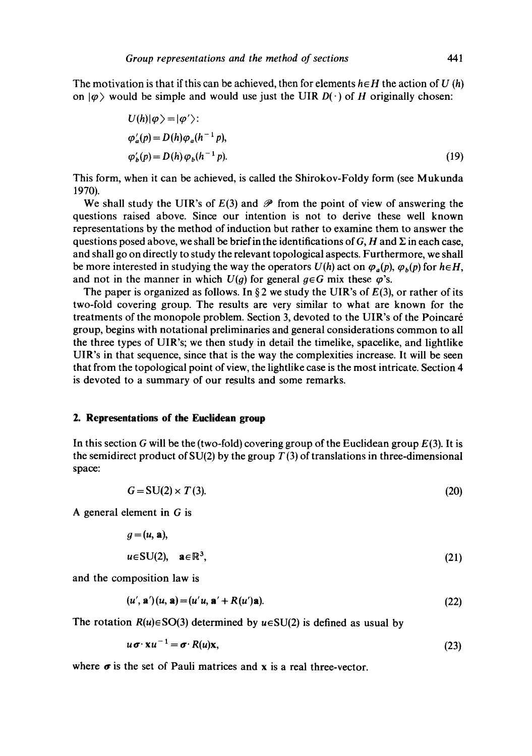The motivation is that if this can be achieved, then for elements $h \in H$ the action of $U(h)$ on $|\varphi\rangle$ would be simple and would use just the UIR $D(\cdot)$ of $H$ originally chosen:

$$
\begin{aligned}
&U(h)|\varphi\rangle = |\varphi'\rangle: \\
&\varphi_a'(p) = D(h)\varphi_a(h^{-1}p), \\
&\varphi_b'(p) = D(h)\varphi_b(h^{-1}p).
\end{aligned}
\tag{19}
$$

This form, when it can be achieved, is called the Shirokov-Foldy form (see Mukunda 1970).

We shall study the UIR's of $E(3)$ and $\mathscr{P}$ from the point of view of answering the questions raised above. Since our intention is not to derive these well known representations by the method of induction but rather to examine them to answer the questions posed above, we shall be brief in the identifications of $G$, $H$ and $\Sigma$ in each case, and shall go on directly to study the relevant topological aspects. Furthermore, we shall be more interested in studying the way the operators $U(h)$ act on $\varphi_a(p)$, $\varphi_b(p)$ for $h \in H$, and not in the manner in which $U(g)$ for general $g \in G$ mix these $\varphi$'s.

The paper is organized as follows. In § 2 we study the UIR's of $E(3)$, or rather of its two-fold covering group. The results are very similar to what are known for the treatments of the monopole problem. Section 3, devoted to the UIR's of the Poincaré group, begins with notational preliminaries and general considerations common to all the three types of UIR's; we then study in detail the timelike, spacelike, and lightlike UIR's in that sequence, since that is the way the complexities increase. It will be seen that from the topological point of view, the lightlike case is the most intricate. Section 4 is devoted to a summary of our results and some remarks.

## 2. Representations of the Euclidean group

In this section $G$ will be the (two-fold) covering group of the Euclidean group $E(3)$. It is the semidirect product of SU(2) by the group $T(3)$ of translations in three-dimensional space:

$$
G = \mathrm{SU}(2) \times T(3). \tag{20}
$$

A general element in $G$ is

$$
\begin{aligned}
&g = (u, \mathbf{a}), \\
&u \in \mathrm{SU}(2), \quad \mathbf{a} \in \mathbb{R}^3,
\end{aligned}
\tag{21}
$$

and the composition law is

$$
(u', \mathbf{a}')(u, \mathbf{a}) = (u'u, \mathbf{a}' + R(u')\mathbf{a}). \tag{22}
$$

The rotation $R(u) \in \mathrm{SO}(3)$ determined by $u \in \mathrm{SU}(2)$ is defined as usual by

$$
u\boldsymbol{\sigma} \cdot \mathbf{x} u^{-1} = \boldsymbol{\sigma} \cdot R(u)\mathbf{x}, \tag{23}
$$

where $\boldsymbol{\sigma}$ is the set of Pauli matrices and $\mathbf{x}$ is a real three-vector.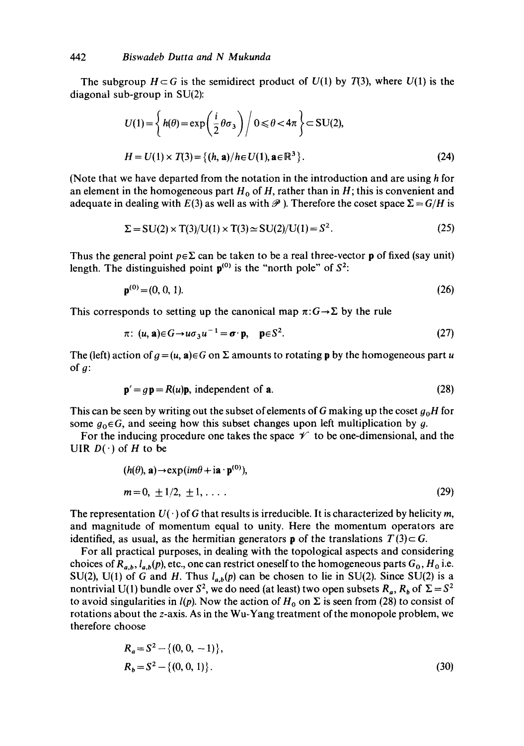The subgroup $H \subset G$ is the semidirect product of $U(1)$ by $T(3)$, where $U(1)$ is the diagonal sub-group in SU(2):

$$U(1) = \left\{ h(\theta) = \exp\left(\frac{i}{2}\theta\sigma_3\right) \Big/ 0 \leqslant \theta < 4\pi \right\} \subset \mathrm{SU}(2),$$

$$H = U(1) \times T(3) = \{(h, \mathbf{a}) / h \in U(1), \mathbf{a} \in \mathbb{R}^3\}. \tag{24}$$

(Note that we have departed from the notation in the introduction and are using $h$ for an element in the homogeneous part $H_0$ of $H$, rather than in $H$; this is convenient and adequate in dealing with $E(3)$ as well as with $\mathscr{P}$ ). Therefore the coset space $\Sigma = G/H$ is

$$\Sigma = \mathrm{SU}(2) \times \mathrm{T}(3)/\mathrm{U}(1) \times \mathrm{T}(3) \simeq \mathrm{SU}(2)/\mathrm{U}(1) = S^2. \tag{25}$$

Thus the general point $p \in \Sigma$ can be taken to be a real three-vector $\mathbf{p}$ of fixed (say unit) length. The distinguished point $\mathbf{p}^{(0)}$ is the "north pole" of $S^2$:

$$\mathbf{p}^{(0)} = (0, 0, 1). \tag{26}$$

This corresponds to setting up the canonical map $\pi: G \to \Sigma$ by the rule

$$\pi:\ (u, \mathbf{a}) \in G \to u\sigma_3 u^{-1} = \boldsymbol{\sigma} \cdot \mathbf{p}, \quad \mathbf{p} \in S^2. \tag{27}$$

The (left) action of $g = (u, \mathbf{a}) \in G$ on $\Sigma$ amounts to rotating $\mathbf{p}$ by the homogeneous part $u$ of $g$:

$$\mathbf{p}' = g\mathbf{p} = R(u)\mathbf{p}, \text{ independent of } \mathbf{a}. \tag{28}$$

This can be seen by writing out the subset of elements of $G$ making up the coset $g_0 H$ for some $g_0 \in G$, and seeing how this subset changes upon left multiplication by $g$.

For the inducing procedure one takes the space $\mathscr{V}$ to be one-dimensional, and the UIR $D(\cdot)$ of $H$ to be

$$(h(\theta), \mathbf{a}) \to \exp(im\theta + i\mathbf{a} \cdot \mathbf{p}^{(0)}),$$

$$m = 0, \pm 1/2, \pm 1, \ldots. \tag{29}$$

The representation $U(\cdot)$ of $G$ that results is irreducible. It is characterized by helicity $m$, and magnitude of momentum equal to unity. Here the momentum operators are identified, as usual, as the hermitian generators $\mathbf{p}$ of the translations $T(3) \subset G$.

For all practical purposes, in dealing with the topological aspects and considering choices of $R_{a,b}$, $l_{a,b}(p)$, etc., one can restrict oneself to the homogeneous parts $G_0$, $H_0$ i.e. SU(2), U(1) of $G$ and $H$. Thus $l_{a,b}(p)$ can be chosen to lie in SU(2). Since SU(2) is a nontrivial U(1) bundle over $S^2$, we do need (at least) two open subsets $R_a$, $R_b$ of $\Sigma = S^2$ to avoid singularities in $l(p)$. Now the action of $H_0$ on $\Sigma$ is seen from (28) to consist of rotations about the $z$-axis. As in the Wu-Yang treatment of the monopole problem, we therefore choose

$$R_a = S^2 - \{(0, 0, -1)\},$$

$$R_b = S^2 - \{(0, 0, 1)\}. \tag{30}$$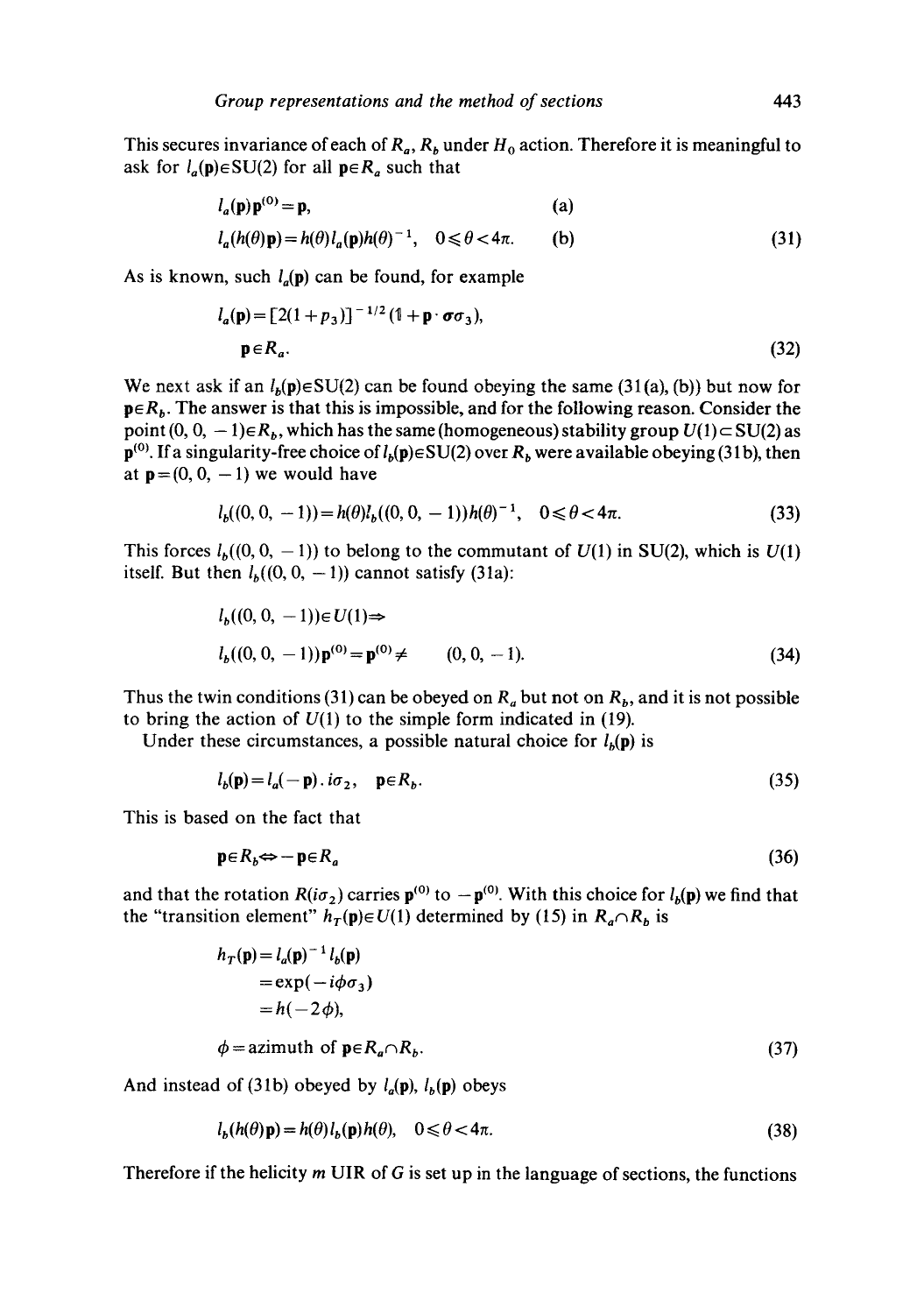This secures invariance of each of $R_a$, $R_b$ under $H_0$ action. Therefore it is meaningful to ask for $l_a(\mathbf{p})\in SU(2)$ for all $\mathbf{p}\in R_a$ such that

$$
\begin{aligned}
&l_a(\mathbf{p})\mathbf{p}^{(0)}=\mathbf{p}, && \text{(a)}\\
&l_a(h(\theta)\mathbf{p})=h(\theta)l_a(\mathbf{p})h(\theta)^{-1}, \quad 0\leqslant\theta<4\pi. && \text{(b)}
\end{aligned}
\tag{31}
$$

As is known, such $l_a(\mathbf{p})$ can be found, for example

$$
l_a(\mathbf{p})=[2(1+p_3)]^{-1/2}(\mathbb{1}+\mathbf{p}\cdot\boldsymbol{\sigma}\sigma_3), \quad \mathbf{p}\in R_a. \tag{32}
$$

We next ask if an $l_b(\mathbf{p})\in SU(2)$ can be found obeying the same (31(a), (b)) but now for $\mathbf{p}\in R_b$. The answer is that this is impossible, and for the following reason. Consider the point $(0, 0, -1)\in R_b$, which has the same (homogeneous) stability group $U(1)\subset SU(2)$ as $\mathbf{p}^{(0)}$. If a singularity-free choice of $l_b(\mathbf{p})\in SU(2)$ over $R_b$ were available obeying (31b), then at $\mathbf{p}=(0, 0, -1)$ we would have

$$
l_b((0,0,-1))=h(\theta)l_b((0,0,-1))h(\theta)^{-1}, \quad 0\leqslant\theta<4\pi. \tag{33}
$$

This forces $l_b((0, 0, -1))$ to belong to the commutant of $U(1)$ in SU(2), which is $U(1)$ itself. But then $l_b((0, 0, -1))$ cannot satisfy (31a):

$$
\begin{aligned}
&l_b((0,0,-1))\in U(1)\Rightarrow\\
&l_b((0,0,-1))\mathbf{p}^{(0)}=\mathbf{p}^{(0)}\neq (0,0,-1).
\end{aligned}
\tag{34}
$$

Thus the twin conditions (31) can be obeyed on $R_a$ but not on $R_b$, and it is not possible to bring the action of $U(1)$ to the simple form indicated in (19).

Under these circumstances, a possible natural choice for $l_b(\mathbf{p})$ is

$$
l_b(\mathbf{p})=l_a(-\mathbf{p})\cdot i\sigma_2, \quad \mathbf{p}\in R_b. \tag{35}
$$

This is based on the fact that

$$
\mathbf{p}\in R_b \Leftrightarrow -\mathbf{p}\in R_a \tag{36}
$$

and that the rotation $R(i\sigma_2)$ carries $\mathbf{p}^{(0)}$ to $-\mathbf{p}^{(0)}$. With this choice for $l_b(\mathbf{p})$ we find that the "transition element" $h_T(\mathbf{p})\in U(1)$ determined by (15) in $R_a\cap R_b$ is

$$
\begin{aligned}
h_T(\mathbf{p})&=l_a(\mathbf{p})^{-1}l_b(\mathbf{p})\\
&=\exp(-i\phi\sigma_3)\\
&=h(-2\phi),\\
\phi&=\text{azimuth of } \mathbf{p}\in R_a\cap R_b.
\end{aligned}
\tag{37}
$$

And instead of (31b) obeyed by $l_a(\mathbf{p})$, $l_b(\mathbf{p})$ obeys

$$
l_b(h(\theta)\mathbf{p})=h(\theta)l_b(\mathbf{p})h(\theta), \quad 0\leqslant\theta<4\pi. \tag{38}
$$

Therefore if the helicity $m$ UIR of $G$ is set up in the language of sections, the functions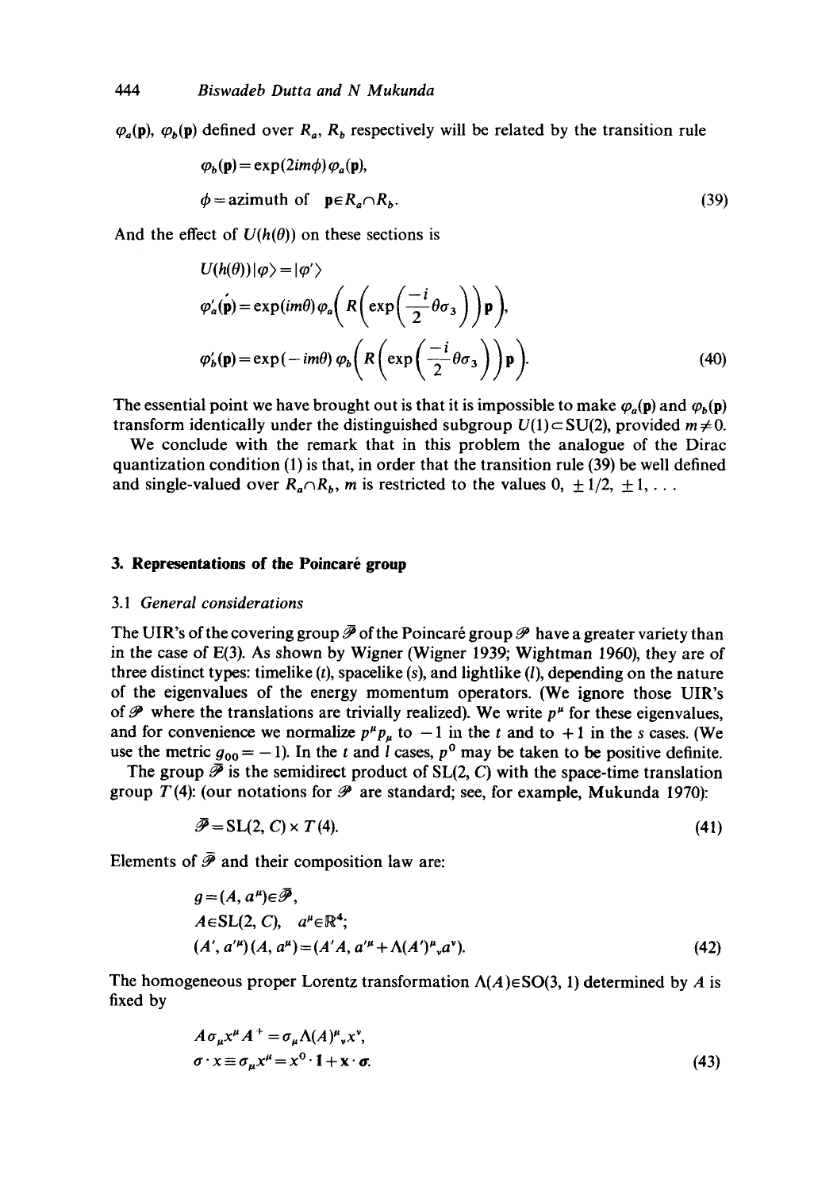$\varphi_a(\mathbf{p})$, $\varphi_b(\mathbf{p})$ defined over $R_a$, $R_b$ respectively will be related by the transition rule

$$\varphi_b(\mathbf{p}) = \exp(2im\phi)\,\varphi_a(\mathbf{p}),$$
$$\phi = \text{azimuth of } \mathbf{p} \in R_a \cap R_b. \tag{39}$$

And the effect of $U(h(\theta))$ on these sections is

$$U(h(\theta))\,|\varphi\rangle = |\varphi'\rangle$$
$$\varphi'_a(\mathbf{p}) = \exp(im\theta)\,\varphi_a\!\left(R\left(\exp\left(\frac{-i}{2}\theta\sigma_3\right)\right)\mathbf{p}\right),$$
$$\varphi'_b(\mathbf{p}) = \exp(-im\theta)\,\varphi_b\!\left(R\left(\exp\left(\frac{-i}{2}\theta\sigma_3\right)\right)\mathbf{p}\right). \tag{40}$$

The essential point we have brought out is that it is impossible to make $\varphi_a(\mathbf{p})$ and $\varphi_b(\mathbf{p})$ transform identically under the distinguished subgroup $U(1) \subset \mathrm{SU}(2)$, provided $m \neq 0$.

We conclude with the remark that in this problem the analogue of the Dirac quantization condition (1) is that, in order that the transition rule (39) be well defined and single-valued over $R_a \cap R_b$, $m$ is restricted to the values $0, \pm 1/2, \pm 1, \ldots$

## 3. Representations of the Poincaré group

### 3.1 *General considerations*

The UIR's of the covering group $\bar{\mathscr{P}}$ of the Poincaré group $\mathscr{P}$ have a greater variety than in the case of E(3). As shown by Wigner (Wigner 1939; Wightman 1960), they are of three distinct types: timelike ($t$), spacelike ($s$), and lightlike ($l$), depending on the nature of the eigenvalues of the energy momentum operators. (We ignore those UIR's of $\bar{\mathscr{P}}$ where the translations are trivially realized). We write $p^\mu$ for these eigenvalues, and for convenience we normalize $p^\mu p_\mu$ to $-1$ in the $t$ and to $+1$ in the $s$ cases. (We use the metric $g_{00} = -1$). In the $t$ and $l$ cases, $p^0$ may be taken to be positive definite.

The group $\bar{\mathscr{P}}$ is the semidirect product of SL(2, $C$) with the space-time translation group $T(4)$: (our notations for $\bar{\mathscr{P}}$ are standard; see, for example, Mukunda 1970):

$$\bar{\mathscr{P}} = \mathrm{SL}(2, C) \times T(4). \tag{41}$$

Elements of $\bar{\mathscr{P}}$ and their composition law are:

$$g = (A, a^\mu) \in \bar{\mathscr{P}},$$
$$A \in \mathrm{SL}(2, C), \quad a^\mu \in \mathbb{R}^4;$$
$$(A', a'^\mu)(A, a^\mu) = (A'A, a'^\mu + \Lambda(A')^\mu{}_\nu a^\nu). \tag{42}$$

The homogeneous proper Lorentz transformation $\Lambda(A) \in \mathrm{SO}(3, 1)$ determined by $A$ is fixed by

$$A\sigma_\mu x^\mu A^+ = \sigma_\mu \Lambda(A)^\mu{}_\nu x^\nu,$$
$$\sigma \cdot x \equiv \sigma_\mu x^\mu = x^0 \cdot \mathbf{1} + \mathbf{x} \cdot \boldsymbol{\sigma}. \tag{43}$$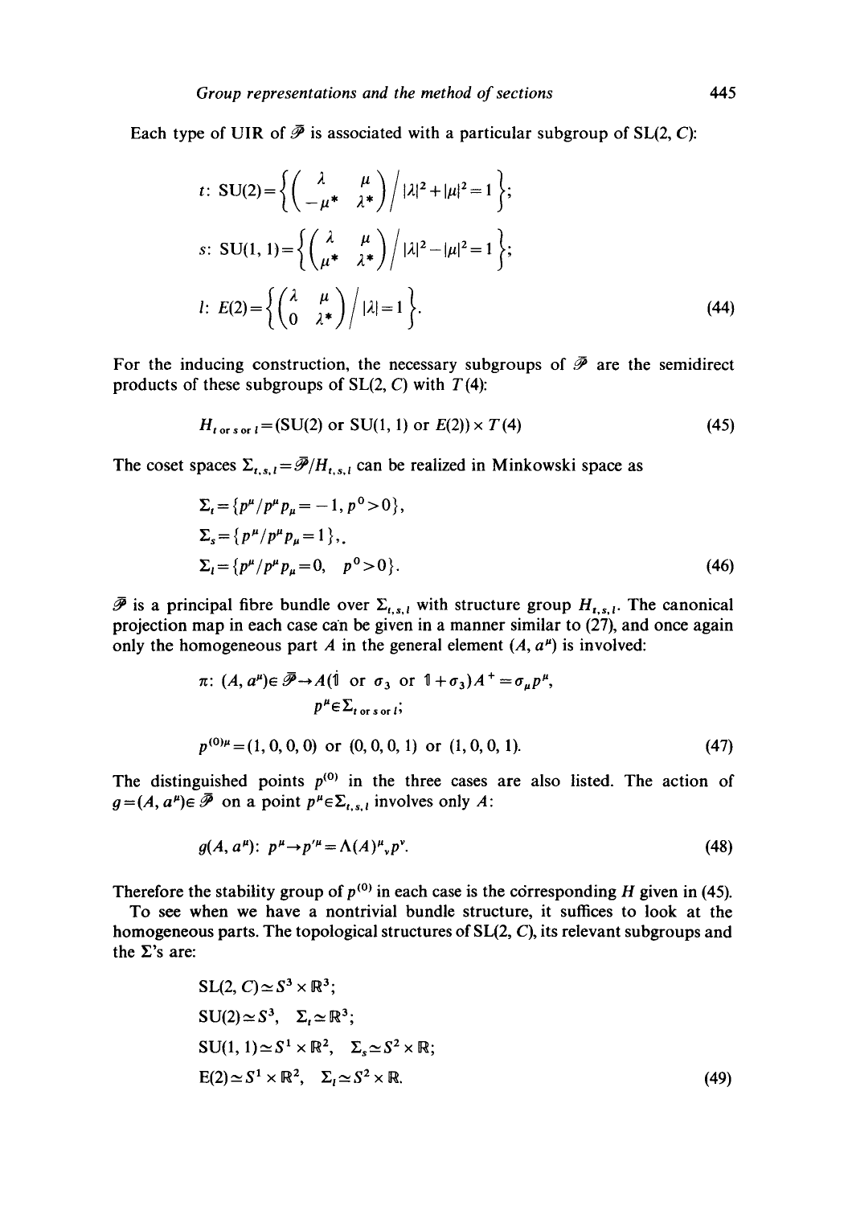Each type of UIR of $\mathscr{P}$ is associated with a particular subgroup of SL(2, $C$):

$$
\begin{aligned}
&t:\ \mathrm{SU}(2)=\left\{\begin{pmatrix} \lambda & \mu \\ -\mu^* & \lambda^* \end{pmatrix} \Big/ |\lambda|^2+|\mu|^2=1\right\};\\
&s:\ \mathrm{SU}(1,1)=\left\{\begin{pmatrix} \lambda & \mu \\ \mu^* & \lambda^* \end{pmatrix} \Big/ |\lambda|^2-|\mu|^2=1\right\};\\
&l:\ E(2)=\left\{\begin{pmatrix} \lambda & \mu \\ 0 & \lambda^* \end{pmatrix} \Big/ |\lambda|=1\right\}.
\end{aligned}
\tag{44}
$$

For the inducing construction, the necessary subgroups of $\mathscr{P}$ are the semidirect products of these subgroups of SL(2, $C$) with $T(4)$:

$$
H_{t \text{ or } s \text{ or } l}=(\mathrm{SU}(2) \text{ or } \mathrm{SU}(1,1) \text{ or } E(2)) \times T(4) \tag{45}
$$

The coset spaces $\Sigma_{t,s,l}=\mathscr{P}/H_{t,s,l}$ can be realized in Minkowski space as

$$
\begin{aligned}
&\Sigma_t=\{p^\mu/p^\mu p_\mu=-1,\ p^0>0\},\\
&\Sigma_s=\{p^\mu/p^\mu p_\mu=1\},\\
&\Sigma_l=\{p^\mu/p^\mu p_\mu=0,\quad p^0>0\}.
\end{aligned}
\tag{46}
$$

$\mathscr{P}$ is a principal fibre bundle over $\Sigma_{t,s,l}$ with structure group $H_{t,s,l}$. The canonical projection map in each case can be given in a manner similar to (27), and once again only the homogeneous part $A$ in the general element $(A, a^\mu)$ is involved:

$$
\begin{aligned}
&\pi:\ (A, a^\mu)\in\mathscr{P}\rightarrow A(\mathbb{1} \text{ or } \sigma_3 \text{ or } \mathbb{1}+\sigma_3)A^+=\sigma_\mu p^\mu,\\
&\qquad p^\mu\in\Sigma_{t \text{ or } s \text{ or } l};\\
&p^{(0)\mu}=(1,0,0,0) \text{ or } (0,0,0,1) \text{ or } (1,0,0,1).
\end{aligned}
\tag{47}
$$

The distinguished points $p^{(0)}$ in the three cases are also listed. The action of $g=(A, a^\mu)\in\mathscr{P}$ on a point $p^\mu\in\Sigma_{t,s,l}$ involves only $A$:

$$
g(A, a^\mu):\ p^\mu\rightarrow p'^\mu=\Lambda(A)^\mu{}_\nu p^\nu. \tag{48}
$$

Therefore the stability group of $p^{(0)}$ in each case is the corresponding $H$ given in (45).

To see when we have a nontrivial bundle structure, it suffices to look at the homogeneous parts. The topological structures of SL(2, $C$), its relevant subgroups and the $\Sigma$'s are:

$$
\begin{aligned}
&\mathrm{SL}(2,C)\simeq S^3\times\mathbb{R}^3;\\
&\mathrm{SU}(2)\simeq S^3,\quad \Sigma_t\simeq\mathbb{R}^3;\\
&\mathrm{SU}(1,1)\simeq S^1\times\mathbb{R}^2,\quad \Sigma_s\simeq S^2\times\mathbb{R};\\
&\mathrm{E}(2)\simeq S^1\times\mathbb{R}^2,\quad \Sigma_l\simeq S^2\times\mathbb{R}.
\end{aligned}
\tag{49}
$$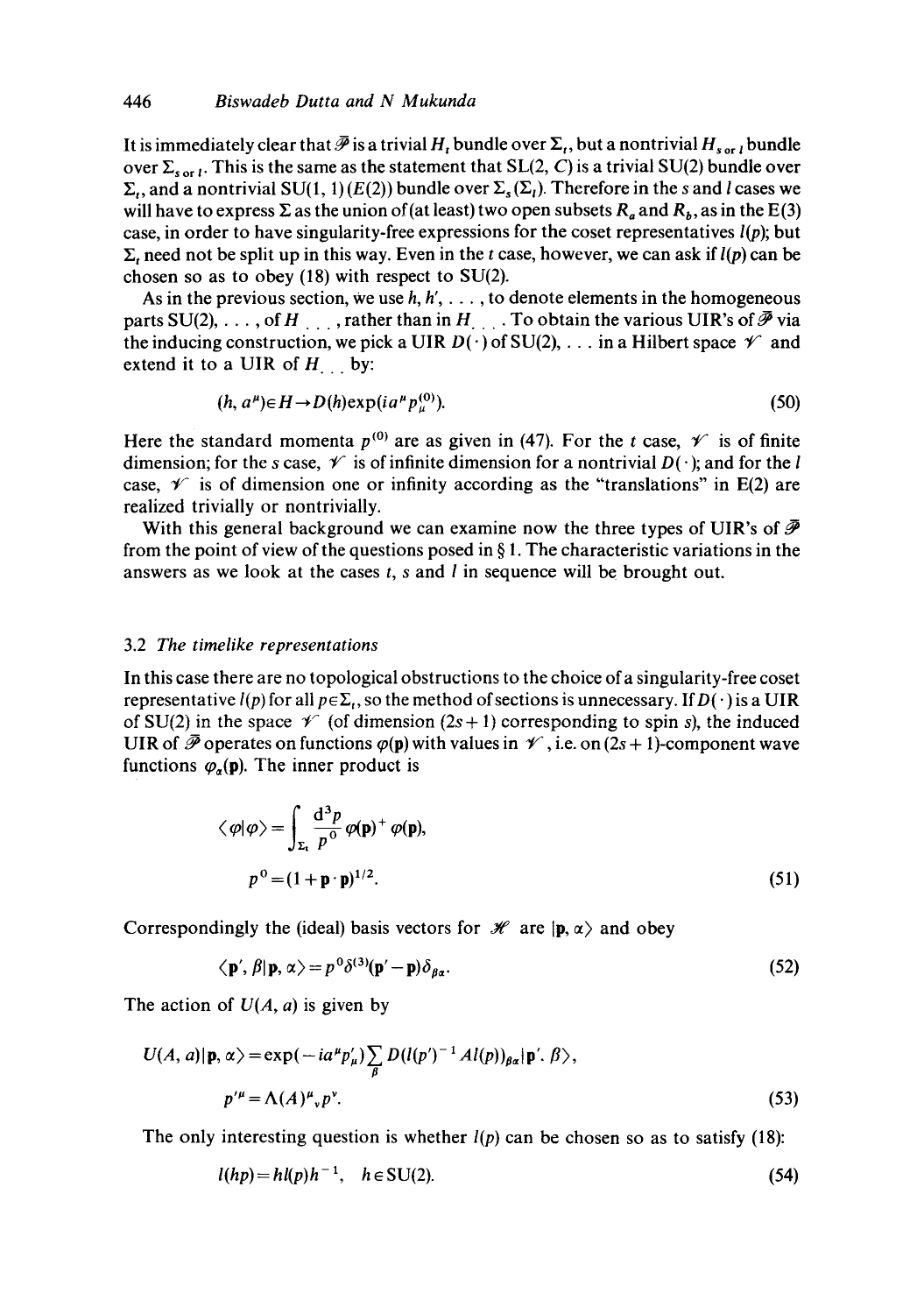It is immediately clear that $\mathscr{P}$ is a trivial $H_t$ bundle over $\Sigma_t$, but a nontrivial $H_{s \text{ or } l}$ bundle over $\Sigma_{s \text{ or } l}$. This is the same as the statement that SL(2, $C$) is a trivial SU(2) bundle over $\Sigma_t$, and a nontrivial SU(1, 1) ($E(2)$) bundle over $\Sigma_s$ ($\Sigma_l$). Therefore in the $s$ and $l$ cases we will have to express $\Sigma$ as the union of (at least) two open subsets $R_a$ and $R_b$, as in the E(3) case, in order to have singularity-free expressions for the coset representatives $l(p)$; but $\Sigma_t$ need not be split up in this way. Even in the $t$ case, however, we can ask if $l(p)$ can be chosen so as to obey (18) with respect to SU(2).

As in the previous section, we use $h, h', \ldots$, to denote elements in the homogeneous parts SU(2), ..., of $H_{...}$, rather than in $H_{...}$. To obtain the various UIR's of $\mathscr{P}$ via the inducing construction, we pick a UIR $D(\cdot)$ of SU(2), ... in a Hilbert space $\mathscr{V}$ and extend it to a UIR of $H_{...}$ by:

$$(h, a^\mu) \in H \to D(h) \exp(i a^\mu p_\mu^{(0)}). \tag{50}$$

Here the standard momenta $p^{(0)}$ are as given in (47). For the $t$ case, $\mathscr{V}$ is of finite dimension; for the $s$ case, $\mathscr{V}$ is of infinite dimension for a nontrivial $D(\cdot)$; and for the $l$ case, $\mathscr{V}$ is of dimension one or infinity according as the "translations" in E(2) are realized trivially or nontrivially.

With this general background we can examine now the three types of UIR's of $\mathscr{P}$ from the point of view of the questions posed in § 1. The characteristic variations in the answers as we look at the cases $t$, $s$ and $l$ in sequence will be brought out.

### 3.2 *The timelike representations*

In this case there are no topological obstructions to the choice of a singularity-free coset representative $l(p)$ for all $p \in \Sigma_t$, so the method of sections is unnecessary. If $D(\cdot)$ is a UIR of SU(2) in the space $\mathscr{V}$ (of dimension $(2s+1)$ corresponding to spin $s$), the induced UIR of $\mathscr{P}$ operates on functions $\varphi(\mathbf{p})$ with values in $\mathscr{V}$, i.e. on $(2s+1)$-component wave functions $\varphi_\alpha(\mathbf{p})$. The inner product is

$$\langle \varphi | \varphi \rangle = \int_{\Sigma_t} \frac{\mathrm{d}^3 p}{p^0} \varphi(\mathbf{p})^+ \varphi(\mathbf{p}),$$
$$p^0 = (1 + \mathbf{p} \cdot \mathbf{p})^{1/2}. \tag{51}$$

Correspondingly the (ideal) basis vectors for $\mathscr{H}$ are $|\mathbf{p}, \alpha\rangle$ and obey

$$\langle \mathbf{p}', \beta | \mathbf{p}, \alpha \rangle = p^0 \delta^{(3)}(\mathbf{p}' - \mathbf{p}) \delta_{\beta\alpha}. \tag{52}$$

The action of $U(A, a)$ is given by

$$U(A, a)|\mathbf{p}, \alpha\rangle = \exp(-i a^\mu p'_\mu) \sum_\beta D(l(p')^{-1} A l(p))_{\beta\alpha} |\mathbf{p}'. \beta\rangle,$$
$$p'^\mu = \Lambda(A)^\mu{}_\nu p^\nu. \tag{53}$$

The only interesting question is whether $l(p)$ can be chosen so as to satisfy (18):

$$l(hp) = h l(p) h^{-1}, \quad h \in \mathrm{SU}(2). \tag{54}$$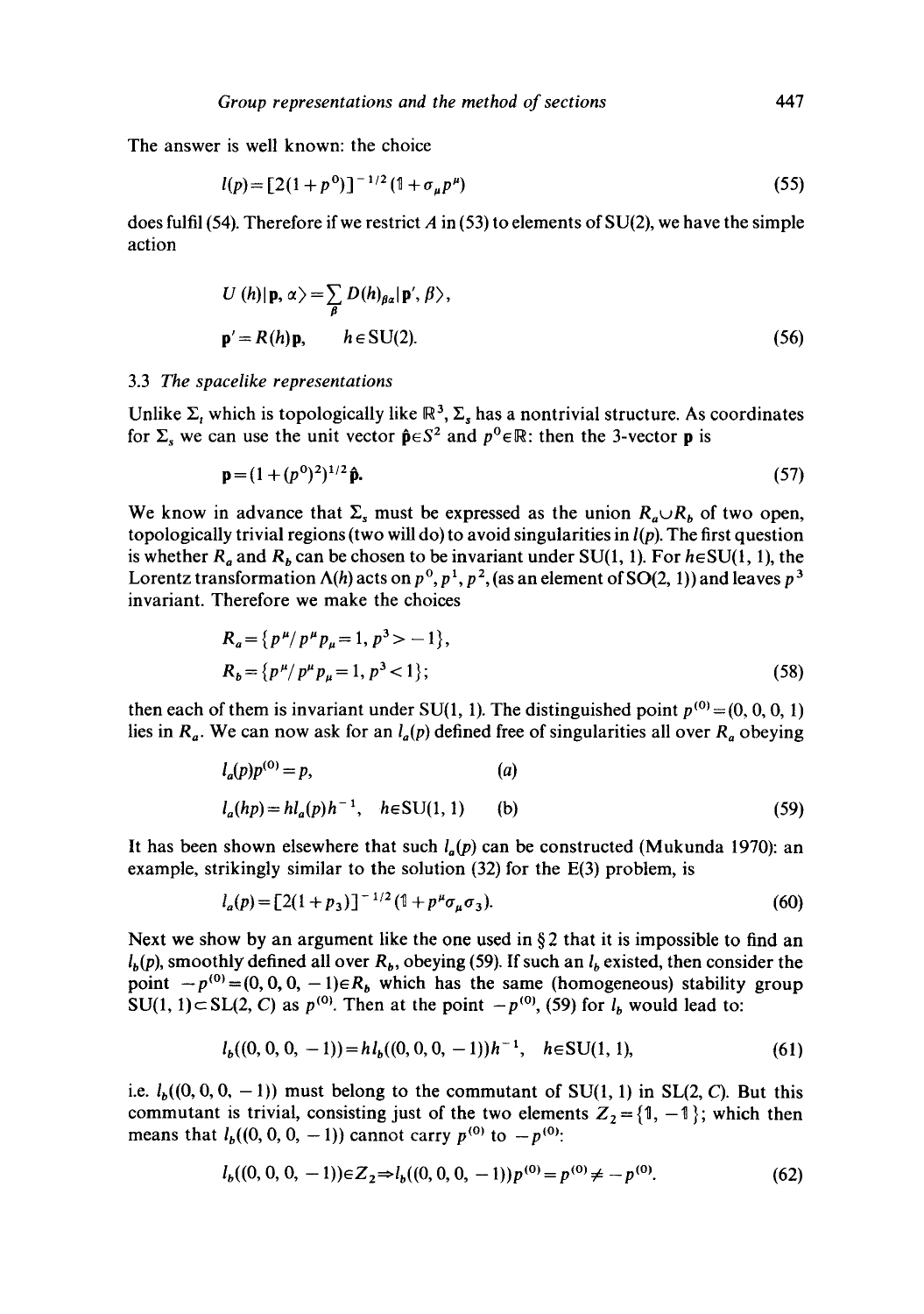The answer is well known: the choice

$$l(p) = [2(1+p^0)]^{-1/2}(\mathbb{1} + \sigma_\mu p^\mu) \tag{55}$$

does fulfil (54). Therefore if we restrict $A$ in (53) to elements of SU(2), we have the simple action

$$U(h)|\mathbf{p}, \alpha\rangle = \sum_\beta D(h)_{\beta\alpha}|\mathbf{p}', \beta\rangle,$$
$$\mathbf{p}' = R(h)\mathbf{p}, \qquad h \in \mathrm{SU}(2). \tag{56}$$

### 3.3 *The spacelike representations*

Unlike $\Sigma_t$ which is topologically like $\mathbb{R}^3$, $\Sigma_s$ has a nontrivial structure. As coordinates for $\Sigma_s$ we can use the unit vector $\hat{\mathbf{p}} \in S^2$ and $p^0 \in \mathbb{R}$: then the 3-vector $\mathbf{p}$ is

$$\mathbf{p} = (1 + (p^0)^2)^{1/2}\hat{\mathbf{p}}. \tag{57}$$

We know in advance that $\Sigma_s$ must be expressed as the union $R_a \cup R_b$ of two open, topologically trivial regions (two will do) to avoid singularities in $l(p)$. The first question is whether $R_a$ and $R_b$ can be chosen to be invariant under SU(1, 1). For $h \in \mathrm{SU}(1,1)$, the Lorentz transformation $\Lambda(h)$ acts on $p^0, p^1, p^2$, (as an element of SO(2, 1)) and leaves $p^3$ invariant. Therefore we make the choices

$$R_a = \{p^\mu / p^\mu p_\mu = 1, p^3 > -1\},$$
$$R_b = \{p^\mu / p^\mu p_\mu = 1, p^3 < 1\}; \tag{58}$$

then each of them is invariant under SU(1, 1). The distinguished point $p^{(0)} = (0, 0, 0, 1)$ lies in $R_a$. We can now ask for an $l_a(p)$ defined free of singularities all over $R_a$ obeying

$$l_a(p)p^{(0)} = p, \qquad (a)$$
$$l_a(hp) = hl_a(p)h^{-1}, \quad h \in \mathrm{SU}(1,1) \qquad (b) \tag{59}$$

It has been shown elsewhere that such $l_a(p)$ can be constructed (Mukunda 1970): an example, strikingly similar to the solution (32) for the E(3) problem, is

$$l_a(p) = [2(1+p_3)]^{-1/2}(\mathbb{1} + p^\mu \sigma_\mu \sigma_3). \tag{60}$$

Next we show by an argument like the one used in § 2 that it is impossible to find an $l_b(p)$, smoothly defined all over $R_b$, obeying (59). If such an $l_b$ existed, then consider the point $-p^{(0)} = (0, 0, 0, -1) \in R_b$ which has the same (homogeneous) stability group $\mathrm{SU}(1,1) \subset \mathrm{SL}(2, C)$ as $p^{(0)}$. Then at the point $-p^{(0)}$, (59) for $l_b$ would lead to:

$$l_b((0,0,0,-1)) = hl_b((0,0,0,-1))h^{-1}, \quad h \in \mathrm{SU}(1,1), \tag{61}$$

i.e. $l_b((0,0,0,-1))$ must belong to the commutant of SU(1, 1) in SL(2, $C$). But this commutant is trivial, consisting just of the two elements $Z_2 = \{\mathbb{1}, -\mathbb{1}\}$; which then means that $l_b((0,0,0,-1))$ cannot carry $p^{(0)}$ to $-p^{(0)}$:

$$l_b((0,0,0,-1)) \in Z_2 \Rightarrow l_b((0,0,0,-1))p^{(0)} = p^{(0)} \neq -p^{(0)}. \tag{62}$$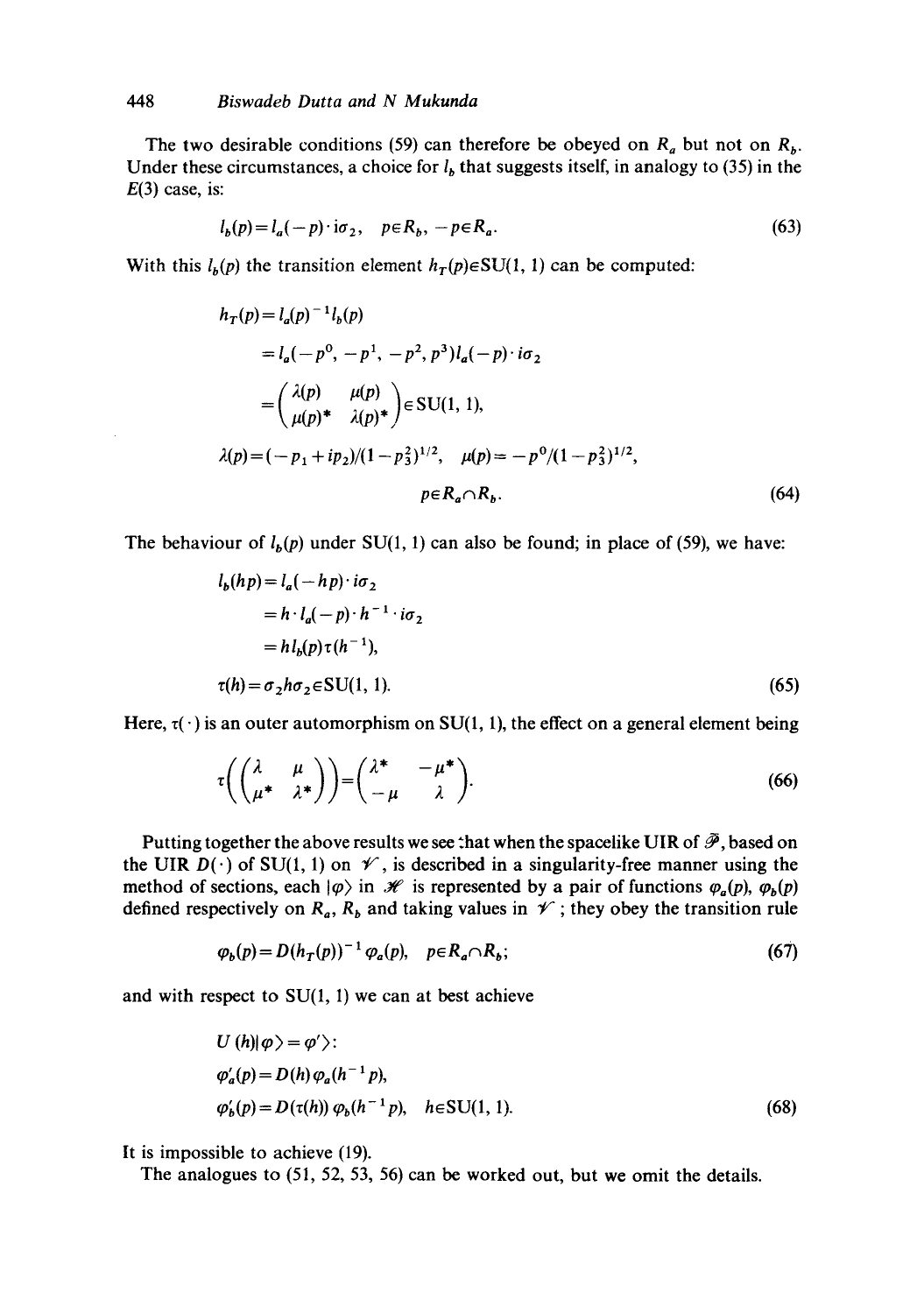The two desirable conditions (59) can therefore be obeyed on $R_a$ but not on $R_b$. Under these circumstances, a choice for $l_b$ that suggests itself, in analogy to (35) in the $E(3)$ case, is:

$$l_b(p) = l_a(-p) \cdot i\sigma_2, \quad p \in R_b, \; -p \in R_a. \tag{63}$$

With this $l_b(p)$ the transition element $h_T(p) \in \mathrm{SU}(1,1)$ can be computed:

$$\begin{aligned}
h_T(p) &= l_a(p)^{-1} l_b(p) \\
&= l_a(-p^0, -p^1, -p^2, p^3) l_a(-p) \cdot i\sigma_2 \\
&= \begin{pmatrix} \lambda(p) & \mu(p) \\ \mu(p)^* & \lambda(p)^* \end{pmatrix} \in \mathrm{SU}(1,1), \\
\lambda(p) &= (-p_1 + ip_2)/(1 - p_3^2)^{1/2}, \quad \mu(p) = -p^0/(1 - p_3^2)^{1/2}, \\
& \qquad\qquad p \in R_a \cap R_b.
\end{aligned} \tag{64}$$

The behaviour of $l_b(p)$ under SU(1, 1) can also be found; in place of (59), we have:

$$\begin{aligned}
l_b(hp) &= l_a(-hp) \cdot i\sigma_2 \\
&= h \cdot l_a(-p) \cdot h^{-1} \cdot i\sigma_2 \\
&= h l_b(p) \tau(h^{-1}), \\
\tau(h) &= \sigma_2 h \sigma_2 \in \mathrm{SU}(1,1).
\end{aligned} \tag{65}$$

Here, $\tau(\cdot)$ is an outer automorphism on SU(1, 1), the effect on a general element being

$$\tau\left(\begin{pmatrix} \lambda & \mu \\ \mu^* & \lambda^* \end{pmatrix}\right) = \begin{pmatrix} \lambda^* & -\mu^* \\ -\mu & \lambda \end{pmatrix}. \tag{66}$$

Putting together the above results we see that when the spacelike UIR of $\mathscr{P}$, based on the UIR $D(\cdot)$ of SU(1, 1) on $\mathscr{V}$, is described in a singularity-free manner using the method of sections, each $|\varphi\rangle$ in $\mathscr{H}$ is represented by a pair of functions $\varphi_a(p)$, $\varphi_b(p)$ defined respectively on $R_a$, $R_b$ and taking values in $\mathscr{V}$; they obey the transition rule

$$\varphi_b(p) = D(h_T(p))^{-1} \varphi_a(p), \quad p \in R_a \cap R_b; \tag{67}$$

and with respect to SU(1, 1) we can at best achieve

$$\begin{aligned}
& U(h)|\varphi\rangle = |\varphi'\rangle: \\
& \varphi_a'(p) = D(h)\varphi_a(h^{-1}p), \\
& \varphi_b'(p) = D(\tau(h))\varphi_b(h^{-1}p), \quad h \in \mathrm{SU}(1,1).
\end{aligned} \tag{68}$$

It is impossible to achieve (19).

The analogues to (51, 52, 53, 56) can be worked out, but we omit the details.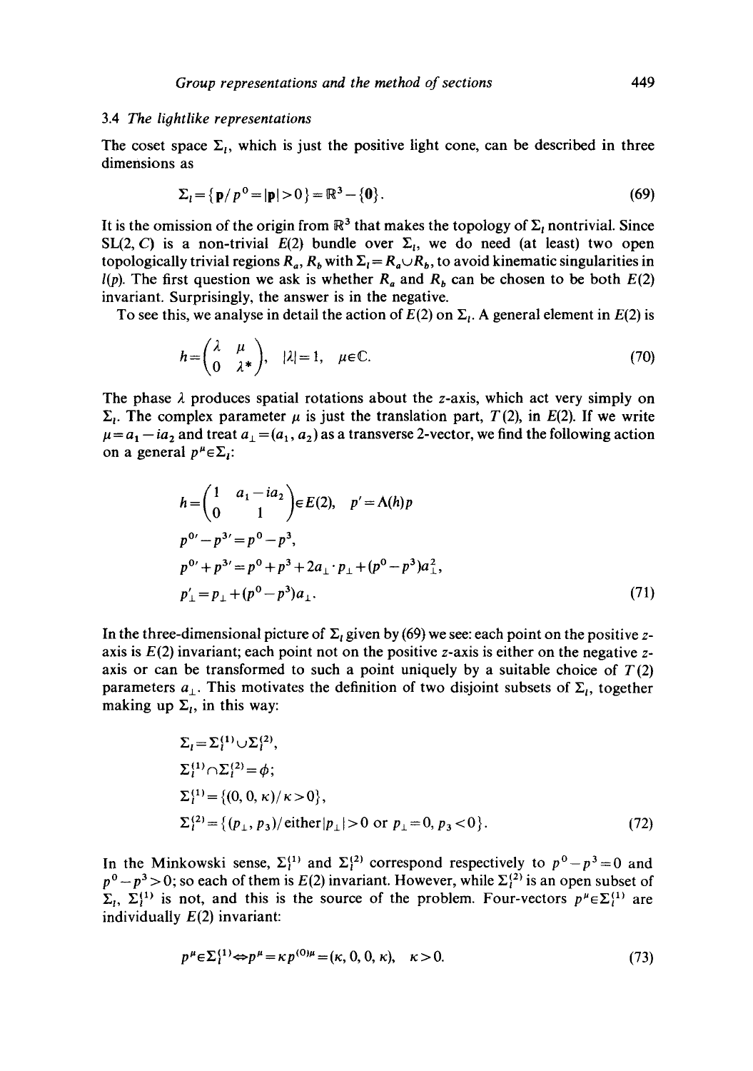### 3.4 *The lightlike representations*

The coset space $\Sigma_l$, which is just the positive light cone, can be described in three dimensions as

$$\Sigma_l = \{\mathbf{p}/p^0 = |\mathbf{p}| > 0\} = \mathbb{R}^3 - \{\mathbf{0}\}. \tag{69}$$

It is the omission of the origin from $\mathbb{R}^3$ that makes the topology of $\Sigma_l$ nontrivial. Since SL(2, *C*) is a non-trivial $E(2)$ bundle over $\Sigma_l$, we do need (at least) two open topologically trivial regions $R_a$, $R_b$ with $\Sigma_l = R_a \cup R_b$, to avoid kinematic singularities in $l(p)$. The first question we ask is whether $R_a$ and $R_b$ can be chosen to be both $E(2)$ invariant. Surprisingly, the answer is in the negative.

To see this, we analyse in detail the action of $E(2)$ on $\Sigma_l$. A general element in $E(2)$ is

$$h = \begin{pmatrix} \lambda & \mu \\ 0 & \lambda^* \end{pmatrix}, \quad |\lambda| = 1, \quad \mu \in \mathbb{C}. \tag{70}$$

The phase $\lambda$ produces spatial rotations about the $z$-axis, which act very simply on $\Sigma_l$. The complex parameter $\mu$ is just the translation part, $T(2)$, in $E(2)$. If we write $\mu = a_1 - ia_2$ and treat $a_\perp = (a_1, a_2)$ as a transverse 2-vector, we find the following action on a general $p^\mu \in \Sigma_l$:

$$\begin{aligned}
&h = \begin{pmatrix} 1 & a_1 - ia_2 \\ 0 & 1 \end{pmatrix} \in E(2), \quad p' = \Lambda(h)p \\
&p^{0\prime} - p^{3\prime} = p^0 - p^3, \\
&p^{0\prime} + p^{3\prime} = p^0 + p^3 + 2a_\perp \cdot p_\perp + (p^0 - p^3)a_\perp^2, \\
&p'_\perp = p_\perp + (p^0 - p^3)a_\perp.
\end{aligned} \tag{71}$$

In the three-dimensional picture of $\Sigma_l$ given by (69) we see: each point on the positive $z$-axis is $E(2)$ invariant; each point not on the positive $z$-axis is either on the negative $z$-axis or can be transformed to such a point uniquely by a suitable choice of $T(2)$ parameters $a_\perp$. This motivates the definition of two disjoint subsets of $\Sigma_l$, together making up $\Sigma_l$, in this way:

$$\begin{aligned}
&\Sigma_l = \Sigma_l^{(1)} \cup \Sigma_l^{(2)}, \\
&\Sigma_l^{(1)} \cap \Sigma_l^{(2)} = \phi; \\
&\Sigma_l^{(1)} = \{(0, 0, \kappa)/\kappa > 0\}, \\
&\Sigma_l^{(2)} = \{(p_\perp, p_3)/\text{either}\,|p_\perp| > 0 \text{ or } p_\perp = 0, p_3 < 0\}.
\end{aligned} \tag{72}$$

In the Minkowski sense, $\Sigma_l^{(1)}$ and $\Sigma_l^{(2)}$ correspond respectively to $p^0 - p^3 = 0$ and $p^0 - p^3 > 0$; so each of them is $E(2)$ invariant. However, while $\Sigma_l^{(2)}$ is an open subset of $\Sigma_l$, $\Sigma_l^{(1)}$ is not, and this is the source of the problem. Four-vectors $p^\mu \in \Sigma_l^{(1)}$ are individually $E(2)$ invariant:

$$p^\mu \in \Sigma_l^{(1)} \Leftrightarrow p^\mu = \kappa p^{(0)\mu} = (\kappa, 0, 0, \kappa), \quad \kappa > 0. \tag{73}$$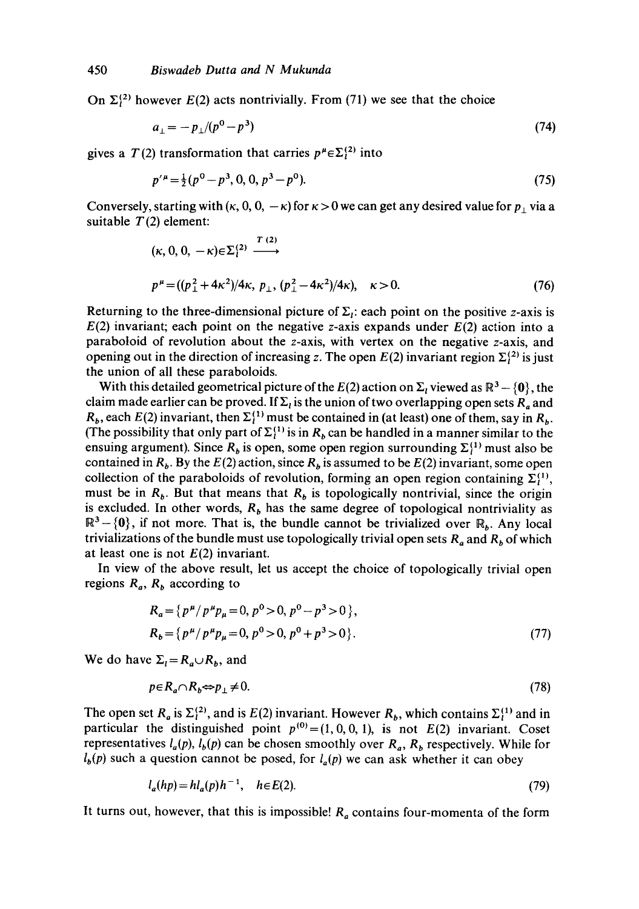On $\Sigma_l^{(2)}$ however $E(2)$ acts nontrivially. From (71) we see that the choice

$$a_\perp = -p_\perp/(p^0 - p^3) \tag{74}$$

gives a $T(2)$ transformation that carries $p^\mu \in \Sigma_l^{(2)}$ into

$$p'^\mu = \tfrac{1}{2}(p^0 - p^3, 0, 0, p^3 - p^0). \tag{75}$$

Conversely, starting with $(\kappa, 0, 0, -\kappa)$ for $\kappa > 0$ we can get any desired value for $p_\perp$ via a suitable $T(2)$ element:

$$(\kappa, 0, 0, -\kappa) \in \Sigma_l^{(2)} \xrightarrow{T(2)}$$

$$p^\mu = ((p_\perp^2 + 4\kappa^2)/4\kappa,\ p_\perp,\ (p_\perp^2 - 4\kappa^2)/4\kappa), \quad \kappa > 0. \tag{76}$$

Returning to the three-dimensional picture of $\Sigma_l$: each point on the positive $z$-axis is $E(2)$ invariant; each point on the negative $z$-axis expands under $E(2)$ action into a paraboloid of revolution about the $z$-axis, with vertex on the negative $z$-axis, and opening out in the direction of increasing $z$. The open $E(2)$ invariant region $\Sigma_l^{(2)}$ is just the union of all these paraboloids.

With this detailed geometrical picture of the $E(2)$ action on $\Sigma_l$ viewed as $\mathbb{R}^3 - \{\mathbf{0}\}$, the claim made earlier can be proved. If $\Sigma_l$ is the union of two overlapping open sets $R_a$ and $R_b$, each $E(2)$ invariant, then $\Sigma_l^{(1)}$ must be contained in (at least) one of them, say in $R_b$. (The possibility that only part of $\Sigma_l^{(1)}$ is in $R_b$ can be handled in a manner similar to the ensuing argument). Since $R_b$ is open, some open region surrounding $\Sigma_l^{(1)}$ must also be contained in $R_b$. By the $E(2)$ action, since $R_b$ is assumed to be $E(2)$ invariant, some open collection of the paraboloids of revolution, forming an open region containing $\Sigma_l^{(1)}$, must be in $R_b$. But that means that $R_b$ is topologically nontrivial, since the origin is excluded. In other words, $R_b$ has the same degree of topological nontriviality as $\mathbb{R}^3 - \{\mathbf{0}\}$, if not more. That is, the bundle cannot be trivialized over $\mathbb{R}_b$. Any local trivializations of the bundle must use topologically trivial open sets $R_a$ and $R_b$ of which at least one is not $E(2)$ invariant.

In view of the above result, let us accept the choice of topologically trivial open regions $R_a$, $R_b$ according to

$$R_a = \{p^\mu / p^\mu p_\mu = 0, p^0 > 0, p^0 - p^3 > 0\},$$
$$R_b = \{p^\mu / p^\mu p_\mu = 0, p^0 > 0, p^0 + p^3 > 0\}. \tag{77}$$

We do have $\Sigma_l = R_a \cup R_b$, and

$$p \in R_a \cap R_b \Leftrightarrow p_\perp \neq 0. \tag{78}$$

The open set $R_a$ is $\Sigma_l^{(2)}$, and is $E(2)$ invariant. However $R_b$, which contains $\Sigma_l^{(1)}$ and in particular the distinguished point $p^{(0)} = (1, 0, 0, 1)$, is not $E(2)$ invariant. Coset representatives $l_a(p)$, $l_b(p)$ can be chosen smoothly over $R_a$, $R_b$ respectively. While for $l_b(p)$ such a question cannot be posed, for $l_a(p)$ we can ask whether it can obey

$$l_a(hp) = h l_a(p) h^{-1}, \quad h \in E(2). \tag{79}$$

It turns out, however, that this is impossible! $R_a$ contains four-momenta of the form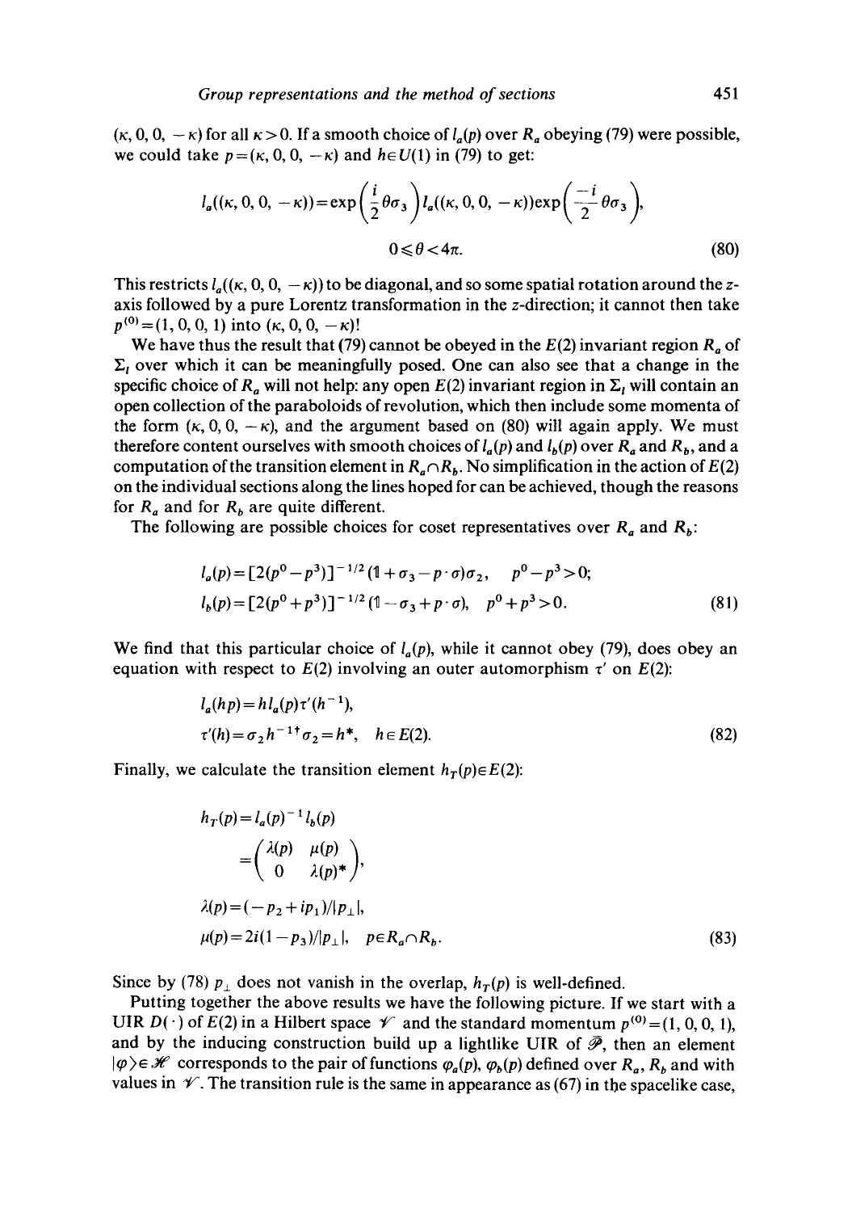$(\kappa, 0, 0, -\kappa)$ for all $\kappa > 0$. If a smooth choice of $l_a(p)$ over $R_a$ obeying (79) were possible, we could take $p = (\kappa, 0, 0, -\kappa)$ and $h \in U(1)$ in (79) to get:

$$l_a((\kappa, 0, 0, -\kappa)) = \exp\left(\frac{i}{2}\theta\sigma_3\right) l_a((\kappa, 0, 0, -\kappa)) \exp\left(\frac{-i}{2}\theta\sigma_3\right),$$

$$0 \leqslant \theta < 4\pi. \tag{80}$$

This restricts $l_a((\kappa, 0, 0, -\kappa))$ to be diagonal, and so some spatial rotation around the $z$-axis followed by a pure Lorentz transformation in the $z$-direction; it cannot then take $p^{(0)} = (1, 0, 0, 1)$ into $(\kappa, 0, 0, -\kappa)$!

We have thus the result that (79) cannot be obeyed in the $E(2)$ invariant region $R_a$ of $\Sigma_l$ over which it can be meaningfully posed. One can also see that a change in the specific choice of $R_a$ will not help: any open $E(2)$ invariant region in $\Sigma_l$ will contain an open collection of the paraboloids of revolution, which then include some momenta of the form $(\kappa, 0, 0, -\kappa)$, and the argument based on (80) will again apply. We must therefore content ourselves with smooth choices of $l_a(p)$ and $l_b(p)$ over $R_a$ and $R_b$, and a computation of the transition element in $R_a \cap R_b$. No simplification in the action of $E(2)$ on the individual sections along the lines hoped for can be achieved, though the reasons for $R_a$ and for $R_b$ are quite different.

The following are possible choices for coset representatives over $R_a$ and $R_b$:

$$l_a(p) = [2(p^0 - p^3)]^{-1/2}(\mathbb{1} + \sigma_3 - p \cdot \sigma)\sigma_2, \quad p^0 - p^3 > 0;$$

$$l_b(p) = [2(p^0 + p^3)]^{-1/2}(\mathbb{1} - \sigma_3 + p \cdot \sigma), \quad p^0 + p^3 > 0. \tag{81}$$

We find that this particular choice of $l_a(p)$, while it cannot obey (79), does obey an equation with respect to $E(2)$ involving an outer automorphism $\tau'$ on $E(2)$:

$$l_a(hp) = h\, l_a(p)\, \tau'(h^{-1}),$$

$$\tau'(h) = \sigma_2 h^{-1\dagger} \sigma_2 = h^*, \quad h \in E(2). \tag{82}$$

Finally, we calculate the transition element $h_T(p) \in E(2)$:

$$h_T(p) = l_a(p)^{-1} l_b(p)$$

$$= \begin{pmatrix} \lambda(p) & \mu(p) \\ 0 & \lambda(p)^* \end{pmatrix},$$

$$\lambda(p) = (-p_2 + ip_1)/|p_\perp|,$$

$$\mu(p) = 2i(1 - p_3)/|p_\perp|, \quad p \in R_a \cap R_b. \tag{83}$$

Since by (78) $p_\perp$ does not vanish in the overlap, $h_T(p)$ is well-defined.

Putting together the above results we have the following picture. If we start with a UIR $D(\cdot)$ of $E(2)$ in a Hilbert space $\mathscr{V}$ and the standard momentum $p^{(0)} = (1, 0, 0, 1)$, and by the inducing construction build up a lightlike UIR of $\bar{\mathscr{P}}$, then an element $|\varphi\rangle \in \mathscr{H}$ corresponds to the pair of functions $\varphi_a(p)$, $\varphi_b(p)$ defined over $R_a$, $R_b$ and with values in $\mathscr{V}$. The transition rule is the same in appearance as (67) in the spacelike case,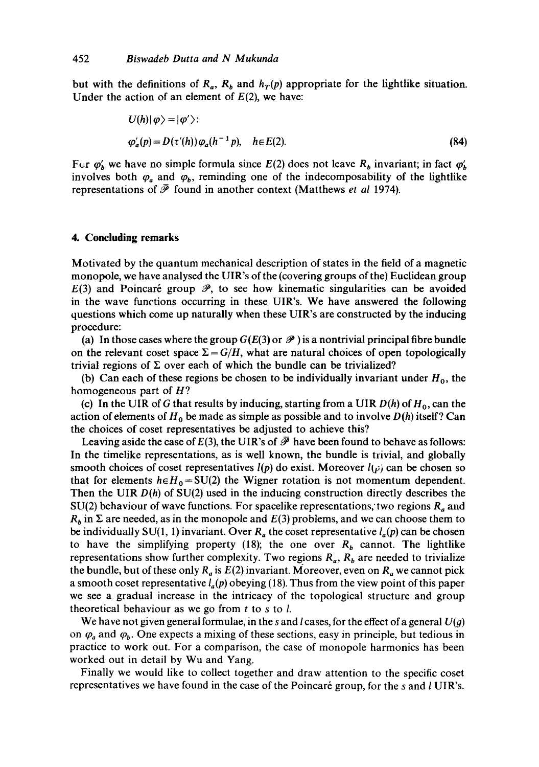but with the definitions of $R_a$, $R_b$ and $h_T(p)$ appropriate for the lightlike situation. Under the action of an element of $E(2)$, we have:

$$U(h)|\varphi\rangle = |\varphi'\rangle:$$

$$\varphi_a'(p) = D(\tau'(h))\varphi_a(h^{-1}p), \quad h \in E(2). \tag{84}$$

For $\varphi_b'$ we have no simple formula since $E(2)$ does not leave $R_b$ invariant; in fact $\varphi_b'$ involves both $\varphi_a$ and $\varphi_b$, reminding one of the indecomposability of the lightlike representations of $\bar{\mathscr{P}}$ found in another context (Matthews *et al* 1974).

## 4. Concluding remarks

Motivated by the quantum mechanical description of states in the field of a magnetic monopole, we have analysed the UIR's of the (covering groups of the) Euclidean group $E(3)$ and Poincaré group $\mathscr{P}$, to see how kinematic singularities can be avoided in the wave functions occurring in these UIR's. We have answered the following questions which come up naturally when these UIR's are constructed by the inducing procedure:

(a) In those cases where the group $G$ ($E(3)$ or $\mathscr{P}$) is a nontrivial principal fibre bundle on the relevant coset space $\Sigma = G/H$, what are natural choices of open topologically trivial regions of $\Sigma$ over each of which the bundle can be trivialized?

(b) Can each of these regions be chosen to be individually invariant under $H_0$, the homogeneous part of $H$?

(c) In the UIR of $G$ that results by inducing, starting from a UIR $D(h)$ of $H_0$, can the action of elements of $H_0$ be made as simple as possible and to involve $D(h)$ itself? Can the choices of coset representatives be adjusted to achieve this?

Leaving aside the case of $E(3)$, the UIR's of $\bar{\mathscr{P}}$ have been found to behave as follows: In the timelike representations, as is well known, the bundle is trivial, and globally smooth choices of coset representatives $l(p)$ do exist. Moreover $l(p)$ can be chosen so that for elements $h \in H_0 = \mathrm{SU}(2)$ the Wigner rotation is not momentum dependent. Then the UIR $D(h)$ of SU(2) used in the inducing construction directly describes the SU(2) behaviour of wave functions. For spacelike representations, two regions $R_a$ and $R_b$ in $\Sigma$ are needed, as in the monopole and $E(3)$ problems, and we can choose them to be individually SU(1, 1) invariant. Over $R_a$ the coset representative $l_a(p)$ can be chosen to have the simplifying property (18); the one over $R_b$ cannot. The lightlike representations show further complexity. Two regions $R_a$, $R_b$ are needed to trivialize the bundle, but of these only $R_a$ is $E(2)$ invariant. Moreover, even on $R_a$ we cannot pick a smooth coset representative $l_a(p)$ obeying (18). Thus from the view point of this paper we see a gradual increase in the intricacy of the topological structure and group theoretical behaviour as we go from $t$ to $s$ to $l$.

We have not given general formulae, in the $s$ and $l$ cases, for the effect of a general $U(g)$ on $\varphi_a$ and $\varphi_b$. One expects a mixing of these sections, easy in principle, but tedious in practice to work out. For a comparison, the case of monopole harmonics has been worked out in detail by Wu and Yang.

Finally we would like to collect together and draw attention to the specific coset representatives we have found in the case of the Poincaré group, for the $s$ and $l$ UIR's.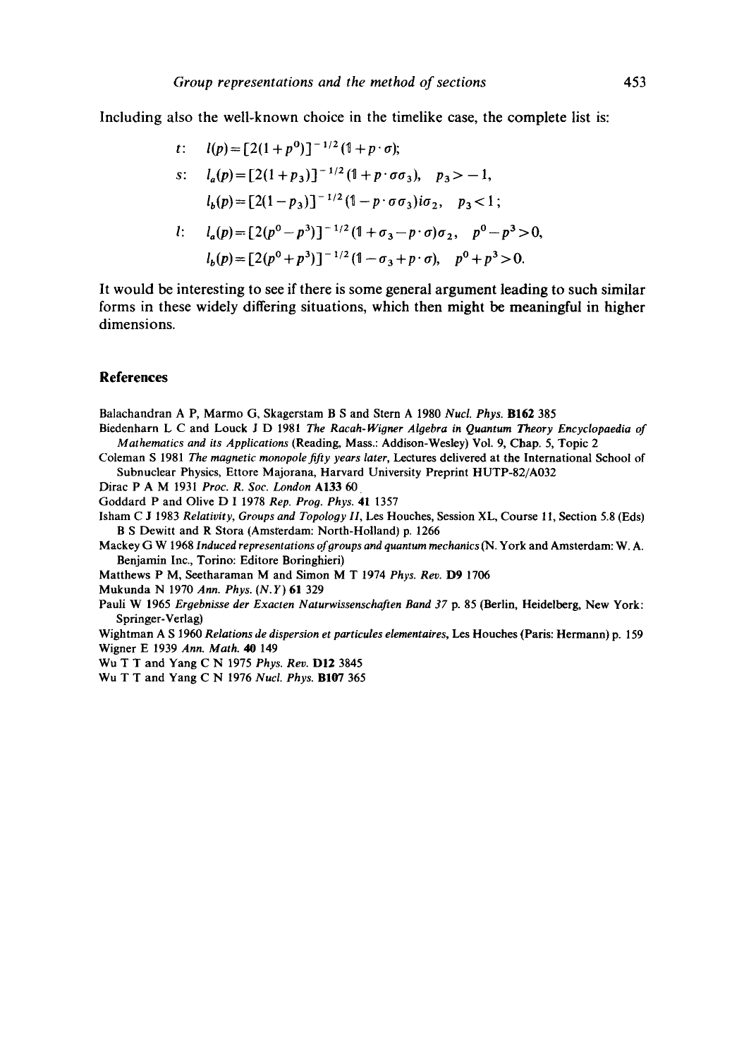Including also the well-known choice in the timelike case, the complete list is:

$$t: \quad l(p) = [2(1+p^0)]^{-1/2}(\mathbb{1} + p\cdot\sigma);$$

$$s: \quad l_a(p) = [2(1+p_3)]^{-1/2}(\mathbb{1} + p\cdot\sigma\sigma_3), \quad p_3 > -1,$$

$$l_b(p) = [2(1-p_3)]^{-1/2}(\mathbb{1} - p\cdot\sigma\sigma_3)i\sigma_2, \quad p_3 < 1;$$

$$l: \quad l_a(p) = [2(p^0 - p^3)]^{-1/2}(\mathbb{1} + \sigma_3 - p\cdot\sigma)\sigma_2, \quad p^0 - p^3 > 0,$$

$$l_b(p) = [2(p^0 + p^3)]^{-1/2}(\mathbb{1} - \sigma_3 + p\cdot\sigma), \quad p^0 + p^3 > 0.$$

It would be interesting to see if there is some general argument leading to such similar forms in these widely differing situations, which then might be meaningful in higher dimensions.

## References

Balachandran A P, Marmo G, Skagerstam B S and Stern A 1980 *Nucl. Phys.* **B162** 385

Biedenharn L C and Louck J D 1981 *The Racah-Wigner Algebra in Quantum Theory Encyclopaedia of Mathematics and its Applications* (Reading, Mass.: Addison-Wesley) Vol. 9, Chap. 5, Topic 2

Coleman S 1981 *The magnetic monopole fifty years later*, Lectures delivered at the International School of Subnuclear Physics, Ettore Majorana, Harvard University Preprint HUTP-82/A032

Dirac P A M 1931 *Proc. R. Soc. London* **A133** 60

Goddard P and Olive D I 1978 *Rep. Prog. Phys.* **41** 1357

Isham C J 1983 *Relativity, Groups and Topology II*, Les Houches, Session XL, Course 11, Section 5.8 (Eds) B S Dewitt and R Stora (Amsterdam: North-Holland) p. 1266

Mackey G W 1968 *Induced representations of groups and quantum mechanics* (N. York and Amsterdam: W. A. Benjamin Inc., Torino: Editore Boringhieri)

Matthews P M, Seetharaman M and Simon M T 1974 *Phys. Rev.* **D9** 1706

Mukunda N 1970 *Ann. Phys. (N.Y)* **61** 329

Pauli W 1965 *Ergebnisse der Exacten Naturwissenschaften Band 37* p. 85 (Berlin, Heidelberg, New York: Springer-Verlag)

Wightman A S 1960 *Relations de dispersion et particules elementaires*, Les Houches (Paris: Hermann) p. 159

Wigner E 1939 *Ann. Math.* **40** 149

Wu T T and Yang C N 1975 *Phys. Rev.* **D12** 3845

Wu T T and Yang C N 1976 *Nucl. Phys.* **B107** 365